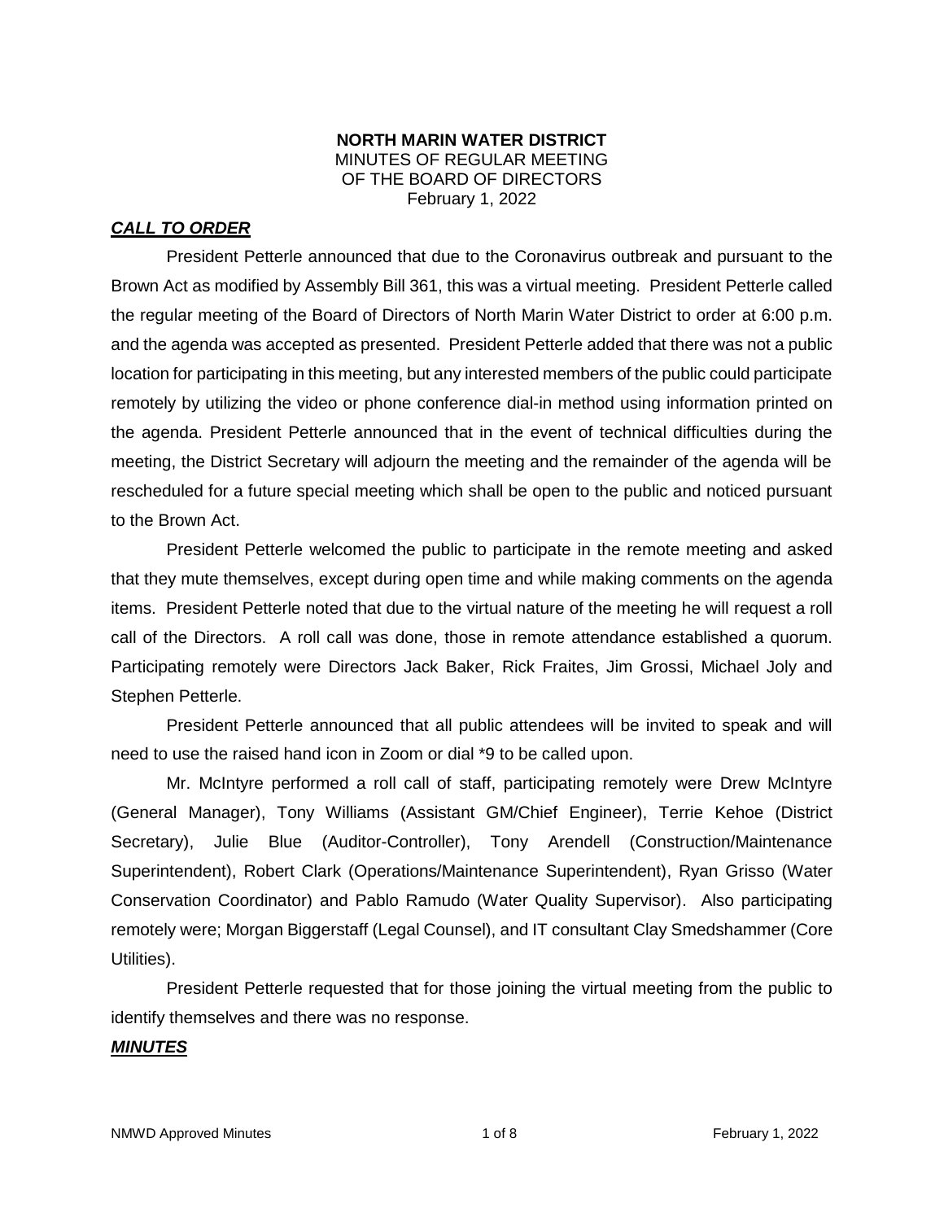**NORTH MARIN WATER DISTRICT**
MINUTES OF REGULAR MEETING
OF THE BOARD OF DIRECTORS
February 1, 2022

***CALL TO ORDER***

President Petterle announced that due to the Coronavirus outbreak and pursuant to the Brown Act as modified by Assembly Bill 361, this was a virtual meeting. President Petterle called the regular meeting of the Board of Directors of North Marin Water District to order at 6:00 p.m. and the agenda was accepted as presented. President Petterle added that there was not a public location for participating in this meeting, but any interested members of the public could participate remotely by utilizing the video or phone conference dial-in method using information printed on the agenda. President Petterle announced that in the event of technical difficulties during the meeting, the District Secretary will adjourn the meeting and the remainder of the agenda will be rescheduled for a future special meeting which shall be open to the public and noticed pursuant to the Brown Act.

President Petterle welcomed the public to participate in the remote meeting and asked that they mute themselves, except during open time and while making comments on the agenda items. President Petterle noted that due to the virtual nature of the meeting he will request a roll call of the Directors. A roll call was done, those in remote attendance established a quorum. Participating remotely were Directors Jack Baker, Rick Fraites, Jim Grossi, Michael Joly and Stephen Petterle.

President Petterle announced that all public attendees will be invited to speak and will need to use the raised hand icon in Zoom or dial *9 to be called upon.

Mr. McIntyre performed a roll call of staff, participating remotely were Drew McIntyre (General Manager), Tony Williams (Assistant GM/Chief Engineer), Terrie Kehoe (District Secretary), Julie Blue (Auditor-Controller), Tony Arendell (Construction/Maintenance Superintendent), Robert Clark (Operations/Maintenance Superintendent), Ryan Grisso (Water Conservation Coordinator) and Pablo Ramudo (Water Quality Supervisor). Also participating remotely were; Morgan Biggerstaff (Legal Counsel), and IT consultant Clay Smedshammer (Core Utilities).

President Petterle requested that for those joining the virtual meeting from the public to identify themselves and there was no response.

***MINUTES***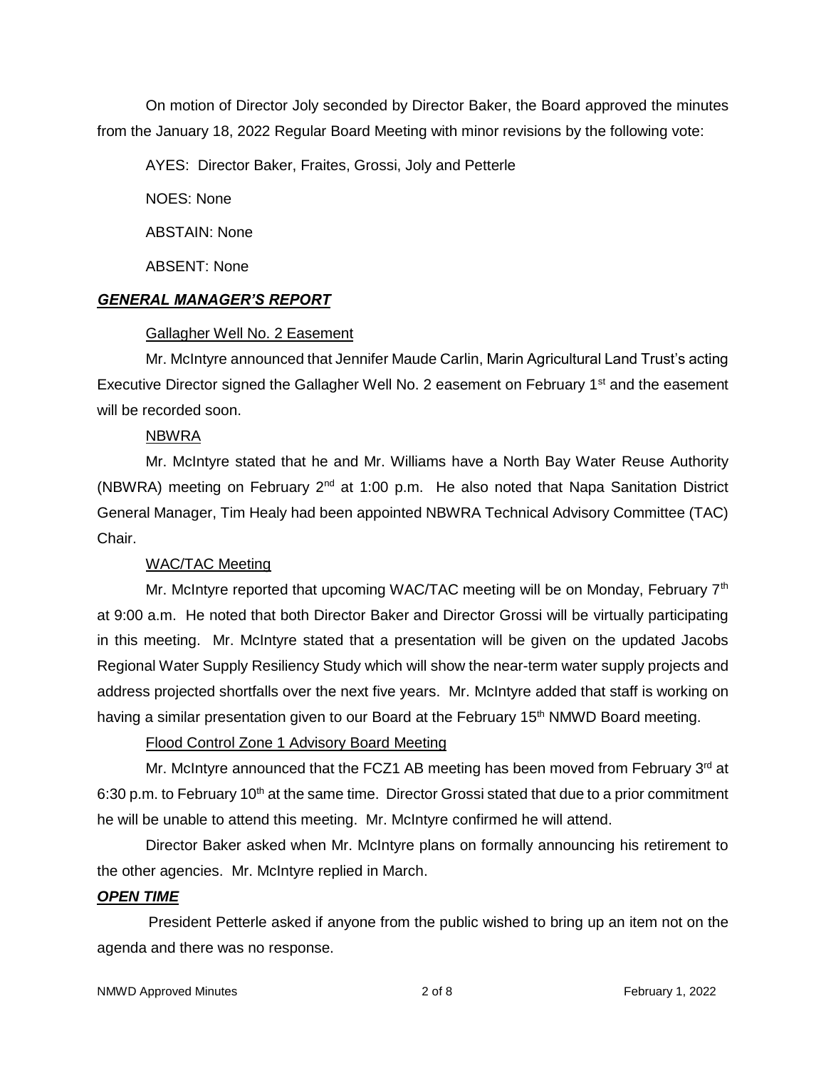On motion of Director Joly seconded by Director Baker, the Board approved the minutes from the January 18, 2022 Regular Board Meeting with minor revisions by the following vote:

AYES: Director Baker, Fraites, Grossi, Joly and Petterle

NOES: None

ABSTAIN: None

ABSENT: None

## ***GENERAL MANAGER'S REPORT***

Gallagher Well No. 2 Easement

Mr. McIntyre announced that Jennifer Maude Carlin, Marin Agricultural Land Trust's acting Executive Director signed the Gallagher Well No. 2 easement on February 1st and the easement will be recorded soon.

NBWRA

Mr. McIntyre stated that he and Mr. Williams have a North Bay Water Reuse Authority (NBWRA) meeting on February 2nd at 1:00 p.m. He also noted that Napa Sanitation District General Manager, Tim Healy had been appointed NBWRA Technical Advisory Committee (TAC) Chair.

WAC/TAC Meeting

Mr. McIntyre reported that upcoming WAC/TAC meeting will be on Monday, February 7th at 9:00 a.m. He noted that both Director Baker and Director Grossi will be virtually participating in this meeting. Mr. McIntyre stated that a presentation will be given on the updated Jacobs Regional Water Supply Resiliency Study which will show the near-term water supply projects and address projected shortfalls over the next five years. Mr. McIntyre added that staff is working on having a similar presentation given to our Board at the February 15th NMWD Board meeting.

Flood Control Zone 1 Advisory Board Meeting

Mr. McIntyre announced that the FCZ1 AB meeting has been moved from February 3rd at 6:30 p.m. to February 10th at the same time. Director Grossi stated that due to a prior commitment he will be unable to attend this meeting. Mr. McIntyre confirmed he will attend.

Director Baker asked when Mr. McIntyre plans on formally announcing his retirement to the other agencies. Mr. McIntyre replied in March.

## ***OPEN TIME***

President Petterle asked if anyone from the public wished to bring up an item not on the agenda and there was no response.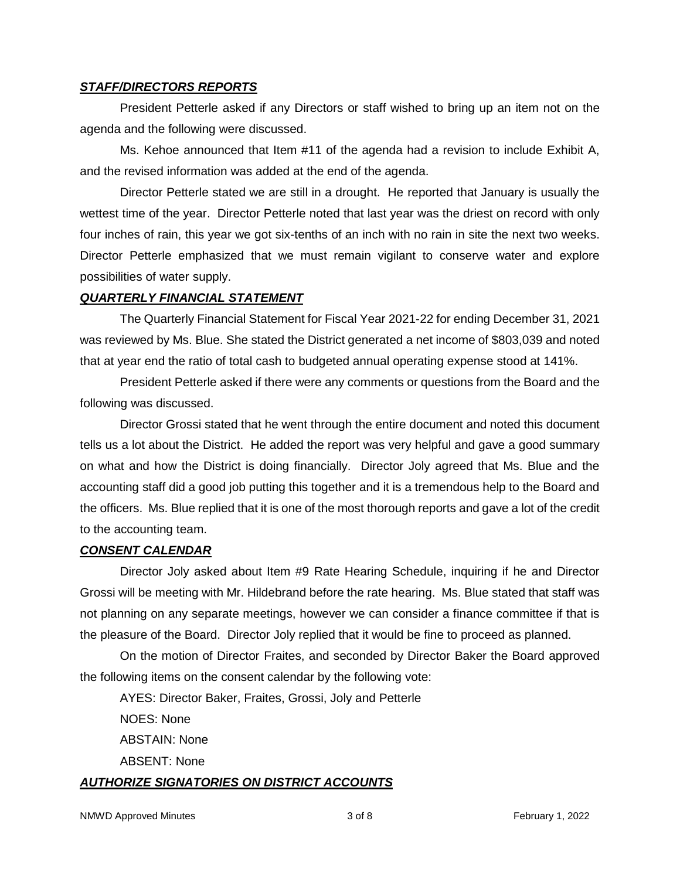***STAFF/DIRECTORS REPORTS***

President Petterle asked if any Directors or staff wished to bring up an item not on the agenda and the following were discussed.

Ms. Kehoe announced that Item #11 of the agenda had a revision to include Exhibit A, and the revised information was added at the end of the agenda.

Director Petterle stated we are still in a drought. He reported that January is usually the wettest time of the year. Director Petterle noted that last year was the driest on record with only four inches of rain, this year we got six-tenths of an inch with no rain in site the next two weeks. Director Petterle emphasized that we must remain vigilant to conserve water and explore possibilities of water supply.

***QUARTERLY FINANCIAL STATEMENT***

The Quarterly Financial Statement for Fiscal Year 2021-22 for ending December 31, 2021 was reviewed by Ms. Blue. She stated the District generated a net income of $803,039 and noted that at year end the ratio of total cash to budgeted annual operating expense stood at 141%.

President Petterle asked if there were any comments or questions from the Board and the following was discussed.

Director Grossi stated that he went through the entire document and noted this document tells us a lot about the District. He added the report was very helpful and gave a good summary on what and how the District is doing financially. Director Joly agreed that Ms. Blue and the accounting staff did a good job putting this together and it is a tremendous help to the Board and the officers. Ms. Blue replied that it is one of the most thorough reports and gave a lot of the credit to the accounting team.

***CONSENT CALENDAR***

Director Joly asked about Item #9 Rate Hearing Schedule, inquiring if he and Director Grossi will be meeting with Mr. Hildebrand before the rate hearing. Ms. Blue stated that staff was not planning on any separate meetings, however we can consider a finance committee if that is the pleasure of the Board. Director Joly replied that it would be fine to proceed as planned.

On the motion of Director Fraites, and seconded by Director Baker the Board approved the following items on the consent calendar by the following vote:

AYES: Director Baker, Fraites, Grossi, Joly and Petterle

NOES: None

ABSTAIN: None

ABSENT: None

***AUTHORIZE SIGNATORIES ON DISTRICT ACCOUNTS***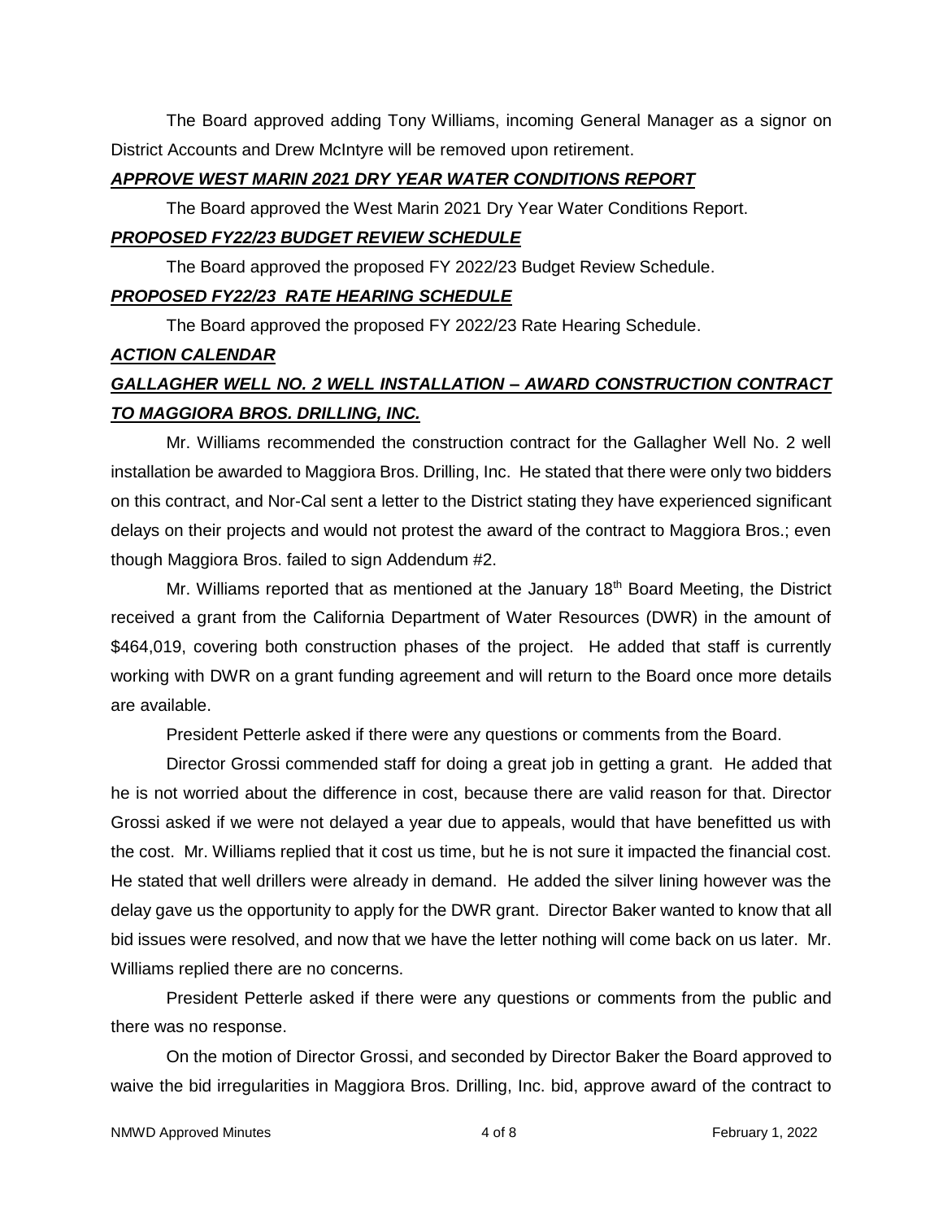The Board approved adding Tony Williams, incoming General Manager as a signor on District Accounts and Drew McIntyre will be removed upon retirement.

***APPROVE WEST MARIN 2021 DRY YEAR WATER CONDITIONS REPORT***

The Board approved the West Marin 2021 Dry Year Water Conditions Report.

***PROPOSED FY22/23 BUDGET REVIEW SCHEDULE***

The Board approved the proposed FY 2022/23 Budget Review Schedule.

***PROPOSED FY22/23 RATE HEARING SCHEDULE***

The Board approved the proposed FY 2022/23 Rate Hearing Schedule.

***ACTION CALENDAR***

***GALLAGHER WELL NO. 2 WELL INSTALLATION – AWARD CONSTRUCTION CONTRACT TO MAGGIORA BROS. DRILLING, INC.***

Mr. Williams recommended the construction contract for the Gallagher Well No. 2 well installation be awarded to Maggiora Bros. Drilling, Inc. He stated that there were only two bidders on this contract, and Nor-Cal sent a letter to the District stating they have experienced significant delays on their projects and would not protest the award of the contract to Maggiora Bros.; even though Maggiora Bros. failed to sign Addendum #2.

Mr. Williams reported that as mentioned at the January 18th Board Meeting, the District received a grant from the California Department of Water Resources (DWR) in the amount of $464,019, covering both construction phases of the project. He added that staff is currently working with DWR on a grant funding agreement and will return to the Board once more details are available.

President Petterle asked if there were any questions or comments from the Board.

Director Grossi commended staff for doing a great job in getting a grant. He added that he is not worried about the difference in cost, because there are valid reason for that. Director Grossi asked if we were not delayed a year due to appeals, would that have benefitted us with the cost. Mr. Williams replied that it cost us time, but he is not sure it impacted the financial cost. He stated that well drillers were already in demand. He added the silver lining however was the delay gave us the opportunity to apply for the DWR grant. Director Baker wanted to know that all bid issues were resolved, and now that we have the letter nothing will come back on us later. Mr. Williams replied there are no concerns.

President Petterle asked if there were any questions or comments from the public and there was no response.

On the motion of Director Grossi, and seconded by Director Baker the Board approved to waive the bid irregularities in Maggiora Bros. Drilling, Inc. bid, approve award of the contract to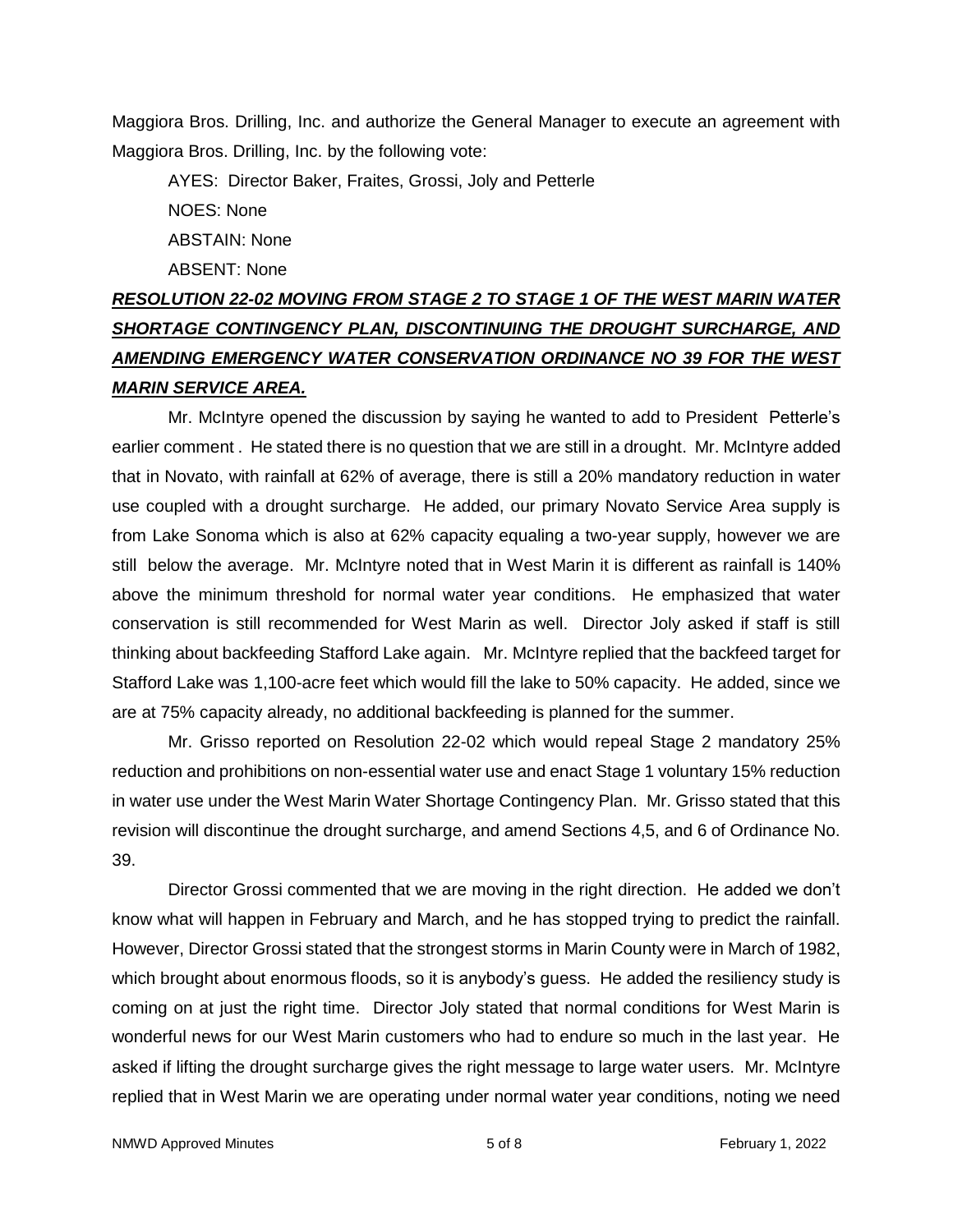Maggiora Bros. Drilling, Inc. and authorize the General Manager to execute an agreement with Maggiora Bros. Drilling, Inc. by the following vote:

AYES: Director Baker, Fraites, Grossi, Joly and Petterle

NOES: None

ABSTAIN: None

ABSENT: None

***RESOLUTION 22-02 MOVING FROM STAGE 2 TO STAGE 1 OF THE WEST MARIN WATER SHORTAGE CONTINGENCY PLAN, DISCONTINUING THE DROUGHT SURCHARGE, AND AMENDING EMERGENCY WATER CONSERVATION ORDINANCE NO 39 FOR THE WEST MARIN SERVICE AREA.***

Mr. McIntyre opened the discussion by saying he wanted to add to President Petterle's earlier comment . He stated there is no question that we are still in a drought. Mr. McIntyre added that in Novato, with rainfall at 62% of average, there is still a 20% mandatory reduction in water use coupled with a drought surcharge. He added, our primary Novato Service Area supply is from Lake Sonoma which is also at 62% capacity equaling a two-year supply, however we are still below the average. Mr. McIntyre noted that in West Marin it is different as rainfall is 140% above the minimum threshold for normal water year conditions. He emphasized that water conservation is still recommended for West Marin as well. Director Joly asked if staff is still thinking about backfeeding Stafford Lake again. Mr. McIntyre replied that the backfeed target for Stafford Lake was 1,100-acre feet which would fill the lake to 50% capacity. He added, since we are at 75% capacity already, no additional backfeeding is planned for the summer.

Mr. Grisso reported on Resolution 22-02 which would repeal Stage 2 mandatory 25% reduction and prohibitions on non-essential water use and enact Stage 1 voluntary 15% reduction in water use under the West Marin Water Shortage Contingency Plan. Mr. Grisso stated that this revision will discontinue the drought surcharge, and amend Sections 4,5, and 6 of Ordinance No. 39.

Director Grossi commented that we are moving in the right direction. He added we don't know what will happen in February and March, and he has stopped trying to predict the rainfall. However, Director Grossi stated that the strongest storms in Marin County were in March of 1982, which brought about enormous floods, so it is anybody's guess. He added the resiliency study is coming on at just the right time. Director Joly stated that normal conditions for West Marin is wonderful news for our West Marin customers who had to endure so much in the last year. He asked if lifting the drought surcharge gives the right message to large water users. Mr. McIntyre replied that in West Marin we are operating under normal water year conditions, noting we need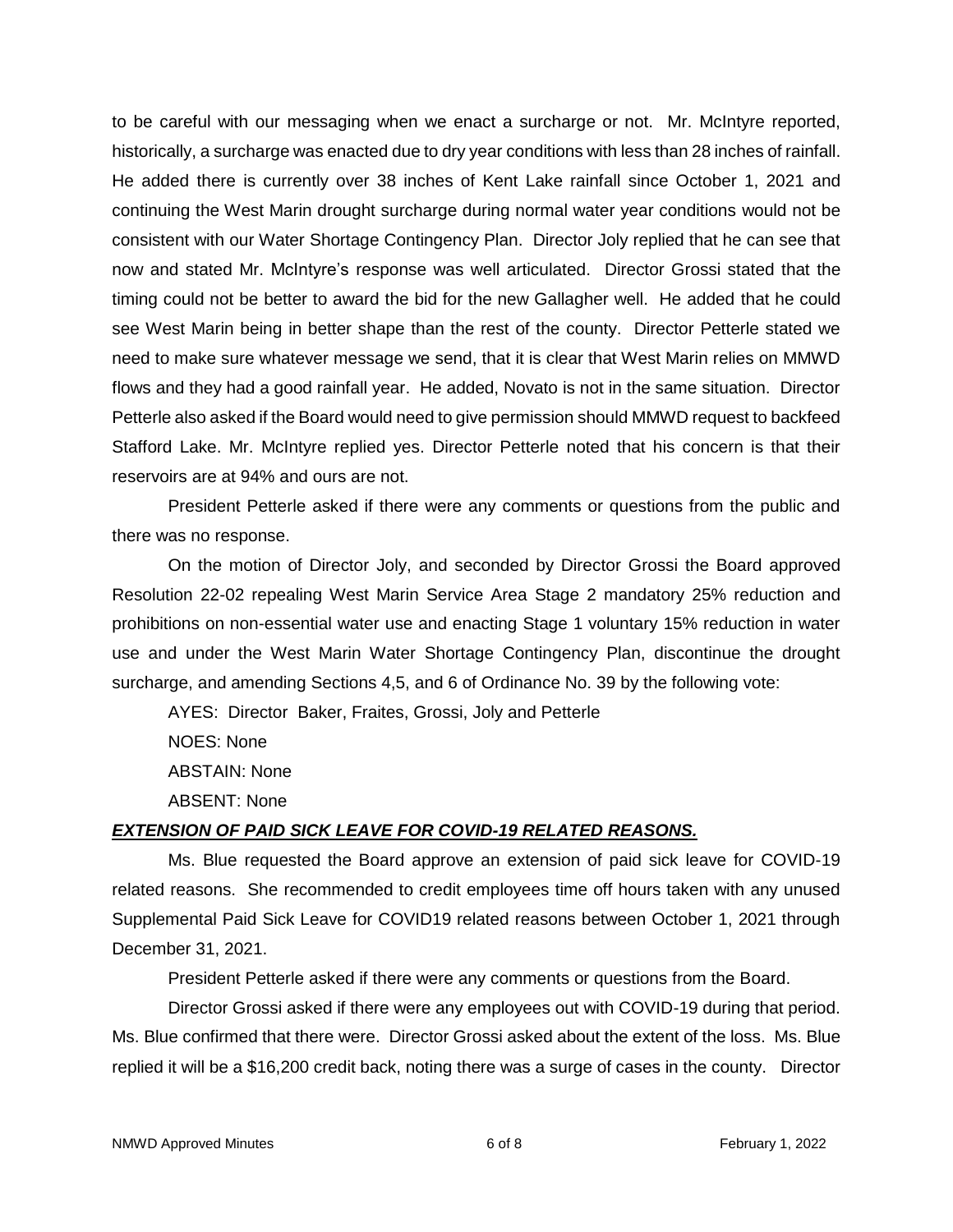to be careful with our messaging when we enact a surcharge or not. Mr. McIntyre reported, historically, a surcharge was enacted due to dry year conditions with less than 28 inches of rainfall. He added there is currently over 38 inches of Kent Lake rainfall since October 1, 2021 and continuing the West Marin drought surcharge during normal water year conditions would not be consistent with our Water Shortage Contingency Plan. Director Joly replied that he can see that now and stated Mr. McIntyre's response was well articulated. Director Grossi stated that the timing could not be better to award the bid for the new Gallagher well. He added that he could see West Marin being in better shape than the rest of the county. Director Petterle stated we need to make sure whatever message we send, that it is clear that West Marin relies on MMWD flows and they had a good rainfall year. He added, Novato is not in the same situation. Director Petterle also asked if the Board would need to give permission should MMWD request to backfeed Stafford Lake. Mr. McIntyre replied yes. Director Petterle noted that his concern is that their reservoirs are at 94% and ours are not.

President Petterle asked if there were any comments or questions from the public and there was no response.

On the motion of Director Joly, and seconded by Director Grossi the Board approved Resolution 22-02 repealing West Marin Service Area Stage 2 mandatory 25% reduction and prohibitions on non-essential water use and enacting Stage 1 voluntary 15% reduction in water use and under the West Marin Water Shortage Contingency Plan, discontinue the drought surcharge, and amending Sections 4,5, and 6 of Ordinance No. 39 by the following vote:

AYES: Director Baker, Fraites, Grossi, Joly and Petterle

NOES: None

ABSTAIN: None

ABSENT: None

***EXTENSION OF PAID SICK LEAVE FOR COVID-19 RELATED REASONS.***

Ms. Blue requested the Board approve an extension of paid sick leave for COVID-19 related reasons. She recommended to credit employees time off hours taken with any unused Supplemental Paid Sick Leave for COVID19 related reasons between October 1, 2021 through December 31, 2021.

President Petterle asked if there were any comments or questions from the Board.

Director Grossi asked if there were any employees out with COVID-19 during that period. Ms. Blue confirmed that there were. Director Grossi asked about the extent of the loss. Ms. Blue replied it will be a $16,200 credit back, noting there was a surge of cases in the county. Director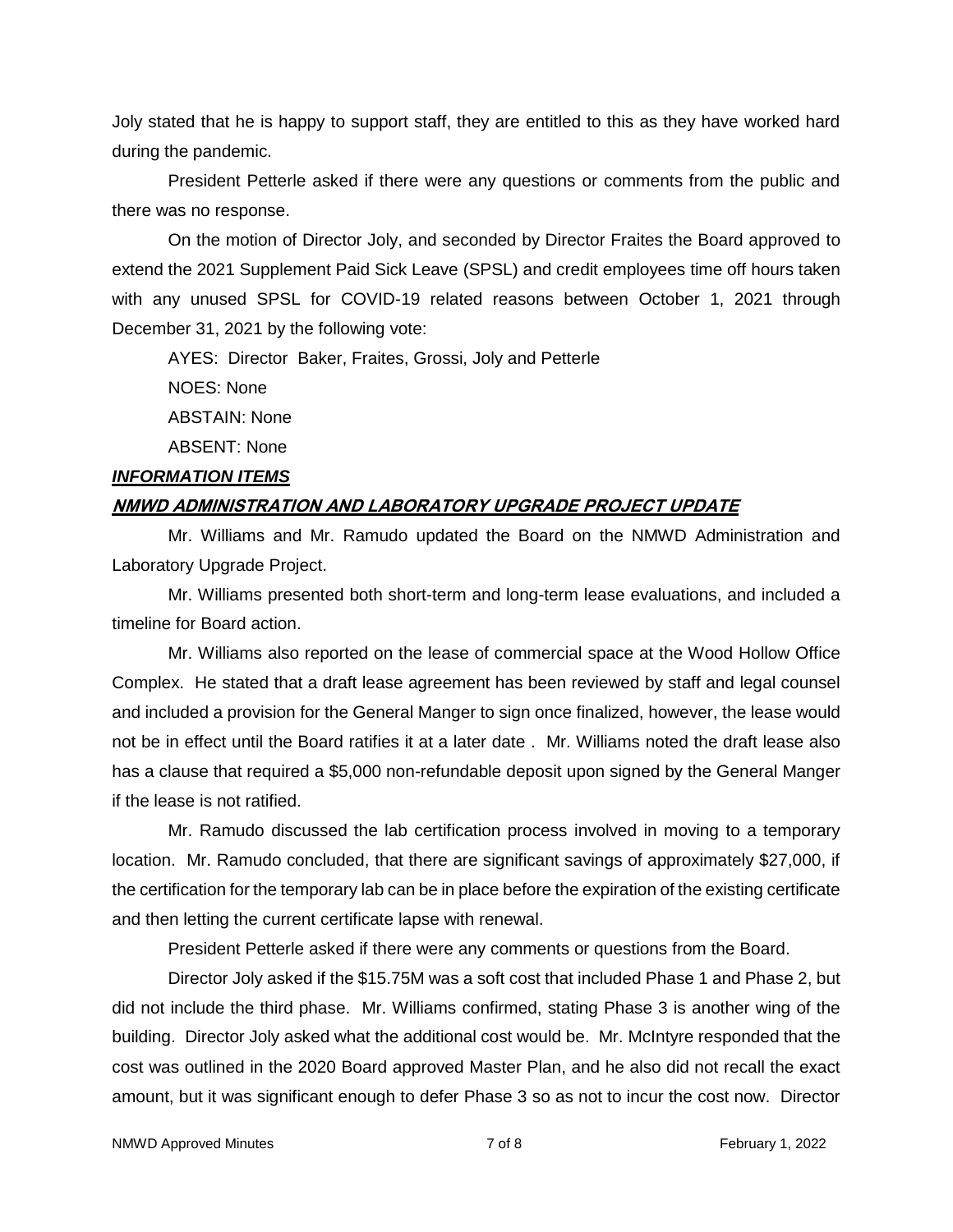Joly stated that he is happy to support staff, they are entitled to this as they have worked hard during the pandemic.

President Petterle asked if there were any questions or comments from the public and there was no response.

On the motion of Director Joly, and seconded by Director Fraites the Board approved to extend the 2021 Supplement Paid Sick Leave (SPSL) and credit employees time off hours taken with any unused SPSL for COVID-19 related reasons between October 1, 2021 through December 31, 2021 by the following vote:

AYES: Director Baker, Fraites, Grossi, Joly and Petterle

NOES: None

ABSTAIN: None

ABSENT: None

***INFORMATION ITEMS***

***NMWD ADMINISTRATION AND LABORATORY UPGRADE PROJECT UPDATE***

Mr. Williams and Mr. Ramudo updated the Board on the NMWD Administration and Laboratory Upgrade Project.

Mr. Williams presented both short-term and long-term lease evaluations, and included a timeline for Board action.

Mr. Williams also reported on the lease of commercial space at the Wood Hollow Office Complex. He stated that a draft lease agreement has been reviewed by staff and legal counsel and included a provision for the General Manger to sign once finalized, however, the lease would not be in effect until the Board ratifies it at a later date . Mr. Williams noted the draft lease also has a clause that required a $5,000 non-refundable deposit upon signed by the General Manger if the lease is not ratified.

Mr. Ramudo discussed the lab certification process involved in moving to a temporary location. Mr. Ramudo concluded, that there are significant savings of approximately $27,000, if the certification for the temporary lab can be in place before the expiration of the existing certificate and then letting the current certificate lapse with renewal.

President Petterle asked if there were any comments or questions from the Board.

Director Joly asked if the $15.75M was a soft cost that included Phase 1 and Phase 2, but did not include the third phase. Mr. Williams confirmed, stating Phase 3 is another wing of the building. Director Joly asked what the additional cost would be. Mr. McIntyre responded that the cost was outlined in the 2020 Board approved Master Plan, and he also did not recall the exact amount, but it was significant enough to defer Phase 3 so as not to incur the cost now. Director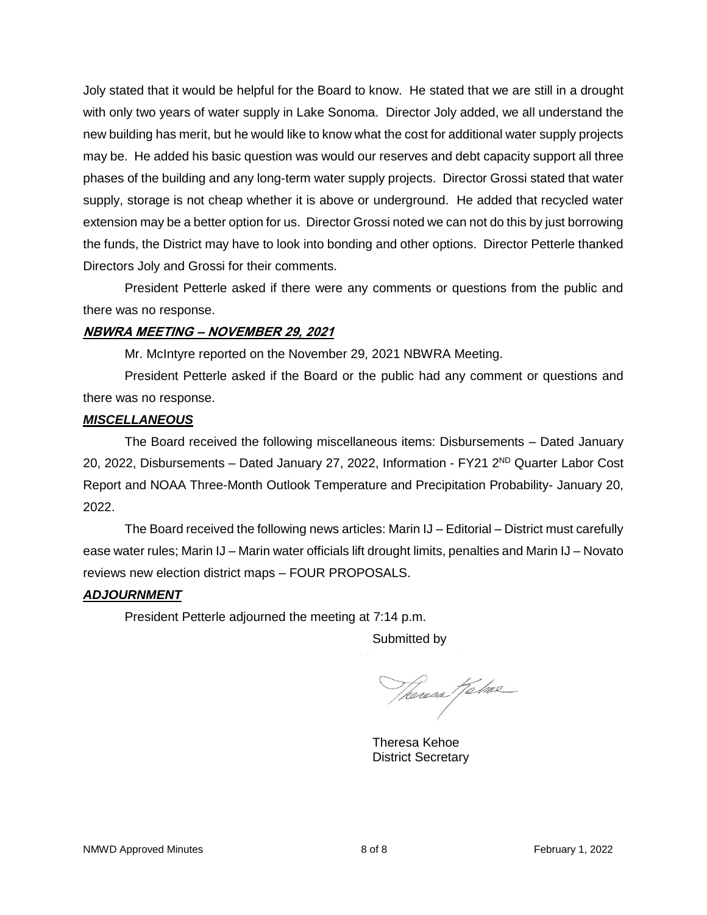Joly stated that it would be helpful for the Board to know. He stated that we are still in a drought with only two years of water supply in Lake Sonoma. Director Joly added, we all understand the new building has merit, but he would like to know what the cost for additional water supply projects may be. He added his basic question was would our reserves and debt capacity support all three phases of the building and any long-term water supply projects. Director Grossi stated that water supply, storage is not cheap whether it is above or underground. He added that recycled water extension may be a better option for us. Director Grossi noted we can not do this by just borrowing the funds, the District may have to look into bonding and other options. Director Petterle thanked Directors Joly and Grossi for their comments.

President Petterle asked if there were any comments or questions from the public and there was no response.

***NBWRA MEETING – NOVEMBER 29, 2021***

Mr. McIntyre reported on the November 29, 2021 NBWRA Meeting.

President Petterle asked if the Board or the public had any comment or questions and there was no response.

***MISCELLANEOUS***

The Board received the following miscellaneous items: Disbursements – Dated January 20, 2022, Disbursements – Dated January 27, 2022, Information - FY21 2[ND] Quarter Labor Cost Report and NOAA Three-Month Outlook Temperature and Precipitation Probability- January 20, 2022.

The Board received the following news articles: Marin IJ – Editorial – District must carefully ease water rules; Marin IJ – Marin water officials lift drought limits, penalties and Marin IJ – Novato reviews new election district maps – FOUR PROPOSALS.

***ADJOURNMENT***

President Petterle adjourned the meeting at 7:14 p.m.

Submitted by

Theresa Kehoe
District Secretary